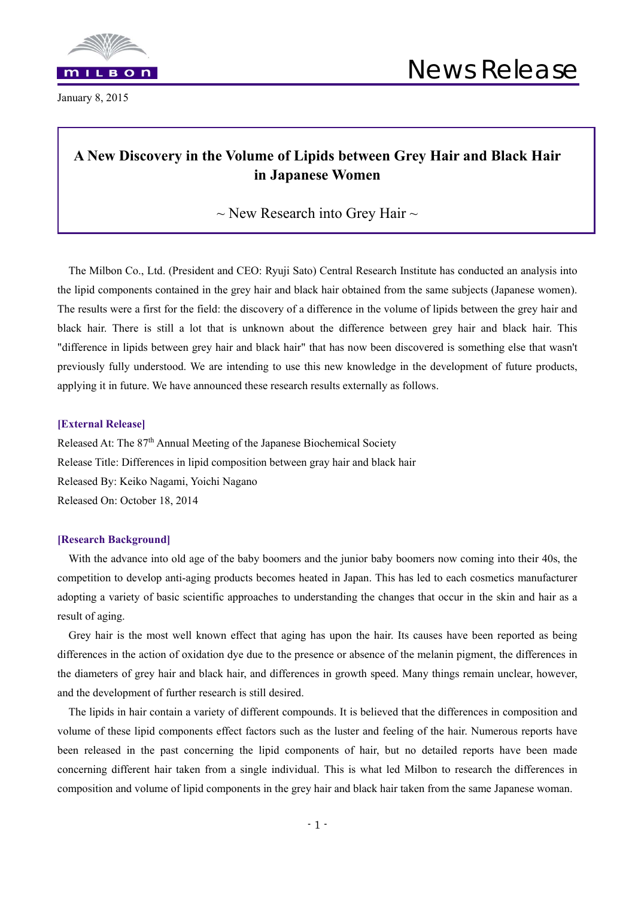MILBON

# News Release

January 8, 2015

## A New Discovery in the Volume of Lipids between Grey Hair and Black Hair in Japanese Women

~ New Research into Grey Hair ~

The Milbon Co., Ltd. (President and CEO: Ryuji Sato) Central Research Institute has conducted an analysis into the lipid components contained in the grey hair and black hair obtained from the same subjects (Japanese women). The results were a first for the field: the discovery of a difference in the volume of lipids between the grey hair and black hair. There is still a lot that is unknown about the difference between grey hair and black hair. This "difference in lipids between grey hair and black hair" that has now been discovered is something else that wasn't previously fully understood. We are intending to use this new knowledge in the development of future products, applying it in future. We have announced these research results externally as follows.

**[External Release]**

Released At: The 87th Annual Meeting of the Japanese Biochemical Society
Release Title: Differences in lipid composition between gray hair and black hair
Released By: Keiko Nagami, Yoichi Nagano
Released On: October 18, 2014

**[Research Background]**

With the advance into old age of the baby boomers and the junior baby boomers now coming into their 40s, the competition to develop anti-aging products becomes heated in Japan. This has led to each cosmetics manufacturer adopting a variety of basic scientific approaches to understanding the changes that occur in the skin and hair as a result of aging.

Grey hair is the most well known effect that aging has upon the hair. Its causes have been reported as being differences in the action of oxidation dye due to the presence or absence of the melanin pigment, the differences in the diameters of grey hair and black hair, and differences in growth speed. Many things remain unclear, however, and the development of further research is still desired.

The lipids in hair contain a variety of different compounds. It is believed that the differences in composition and volume of these lipid components effect factors such as the luster and feeling of the hair. Numerous reports have been released in the past concerning the lipid components of hair, but no detailed reports have been made concerning different hair taken from a single individual. This is what led Milbon to research the differences in composition and volume of lipid components in the grey hair and black hair taken from the same Japanese woman.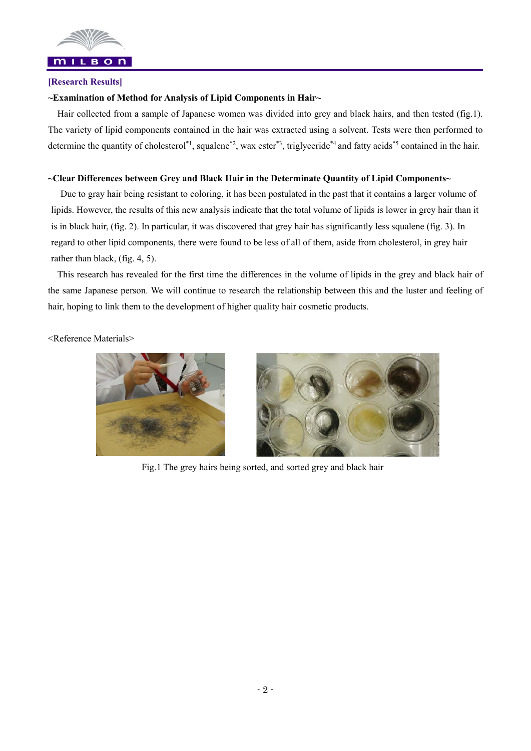**[Research Results]**

**~Examination of Method for Analysis of Lipid Components in Hair~**

Hair collected from a sample of Japanese women was divided into grey and black hairs, and then tested (fig.1). The variety of lipid components contained in the hair was extracted using a solvent. Tests were then performed to determine the quantity of cholesterol[*1], squalene[*2], wax ester[*3], triglyceride[*4] and fatty acids[*5] contained in the hair.

**~Clear Differences between Grey and Black Hair in the Determinate Quantity of Lipid Components~**

Due to gray hair being resistant to coloring, it has been postulated in the past that it contains a larger volume of lipids. However, the results of this new analysis indicate that the total volume of lipids is lower in grey hair than it is in black hair, (fig. 2). In particular, it was discovered that grey hair has significantly less squalene (fig. 3). In regard to other lipid components, there were found to be less of all of them, aside from cholesterol, in grey hair rather than black, (fig. 4, 5).

This research has revealed for the first time the differences in the volume of lipids in the grey and black hair of the same Japanese person. We will continue to research the relationship between this and the luster and feeling of hair, hoping to link them to the development of higher quality hair cosmetic products.

<Reference Materials>

Fig.1 The grey hairs being sorted, and sorted grey and black hair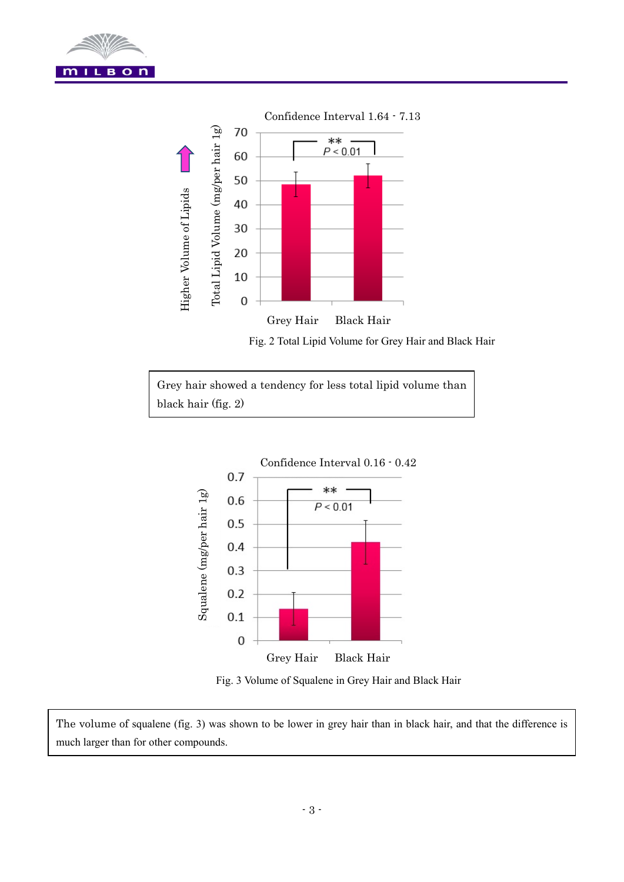Confidence Interval 1.64 - 7.13

Fig. 2 Total Lipid Volume for Grey Hair and Black Hair

Grey hair showed a tendency for less total lipid volume than black hair (fig. 2)

Confidence Interval 0.16 - 0.42

Fig. 3 Volume of Squalene in Grey Hair and Black Hair

The volume of squalene (fig. 3) was shown to be lower in grey hair than in black hair, and that the difference is much larger than for other compounds.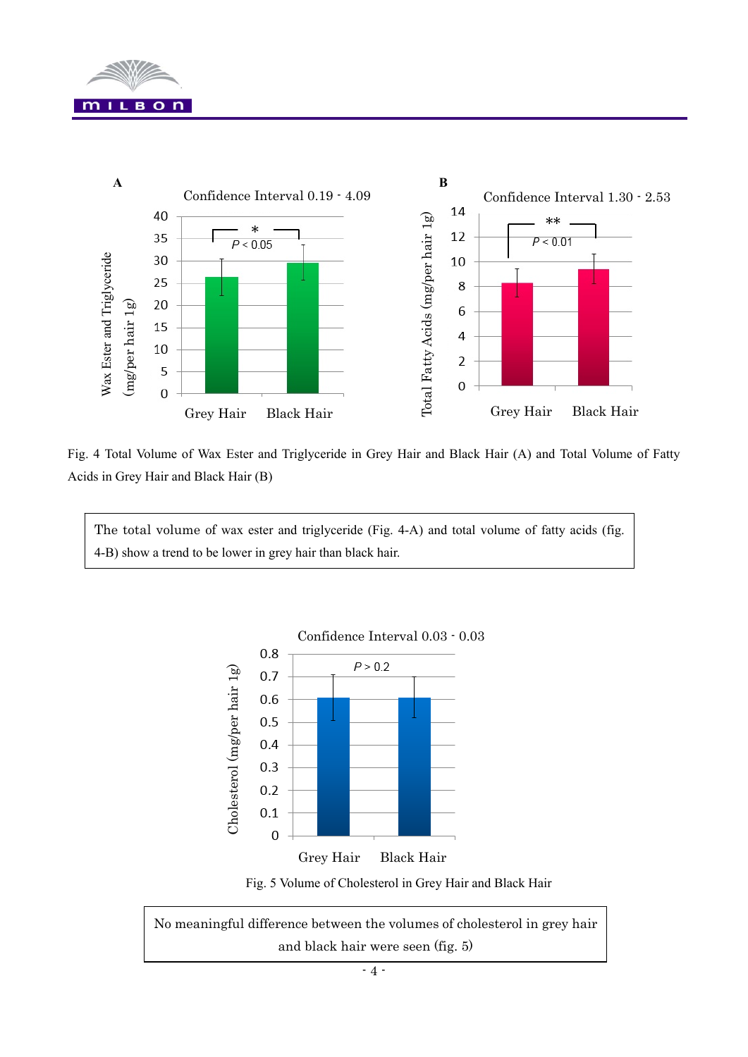Fig. 4 Total Volume of Wax Ester and Triglyceride in Grey Hair and Black Hair (A) and Total Volume of Fatty Acids in Grey Hair and Black Hair (B)

The total volume of wax ester and triglyceride (Fig. 4-A) and total volume of fatty acids (fig. 4-B) show a trend to be lower in grey hair than black hair.

Fig. 5 Volume of Cholesterol in Grey Hair and Black Hair

No meaningful difference between the volumes of cholesterol in grey hair and black hair were seen (fig. 5)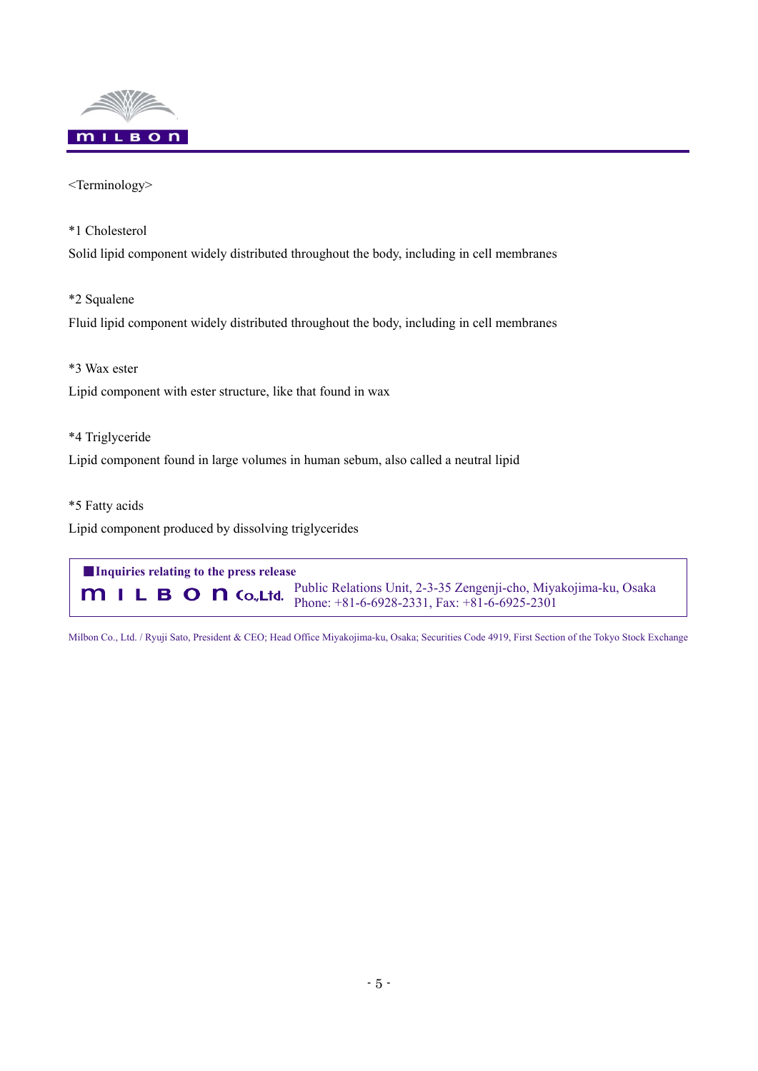<Terminology>

*1 Cholesterol

Solid lipid component widely distributed throughout the body, including in cell membranes

*2 Squalene

Fluid lipid component widely distributed throughout the body, including in cell membranes

*3 Wax ester

Lipid component with ester structure, like that found in wax

*4 Triglyceride

Lipid component found in large volumes in human sebum, also called a neutral lipid

*5 Fatty acids

Lipid component produced by dissolving triglycerides

**■Inquiries relating to the press release**

MILBON Co.,Ltd. Public Relations Unit, 2-3-35 Zengenji-cho, Miyakojima-ku, Osaka
Phone: +81-6-6928-2331, Fax: +81-6-6925-2301

Milbon Co., Ltd. / Ryuji Sato, President & CEO; Head Office Miyakojima-ku, Osaka; Securities Code 4919, First Section of the Tokyo Stock Exchange